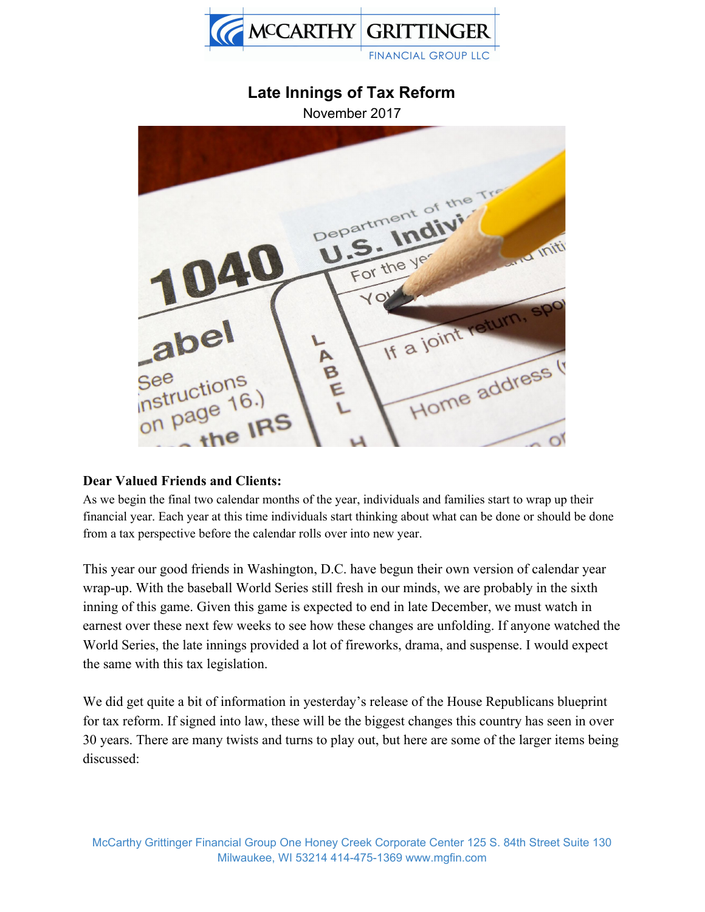# Late Innings of Tax Reform

November 2017

**Dear Valued Friends and Clients:**

As we begin the final two calendar months of the year, individuals and families start to wrap up their financial year. Each year at this time individuals start thinking about what can be done or should be done from a tax perspective before the calendar rolls over into new year.

This year our good friends in Washington, D.C. have begun their own version of calendar year wrap-up. With the baseball World Series still fresh in our minds, we are probably in the sixth inning of this game. Given this game is expected to end in late December, we must watch in earnest over these next few weeks to see how these changes are unfolding. If anyone watched the World Series, the late innings provided a lot of fireworks, drama, and suspense. I would expect the same with this tax legislation.

We did get quite a bit of information in yesterday's release of the House Republicans blueprint for tax reform. If signed into law, these will be the biggest changes this country has seen in over 30 years. There are many twists and turns to play out, but here are some of the larger items being discussed: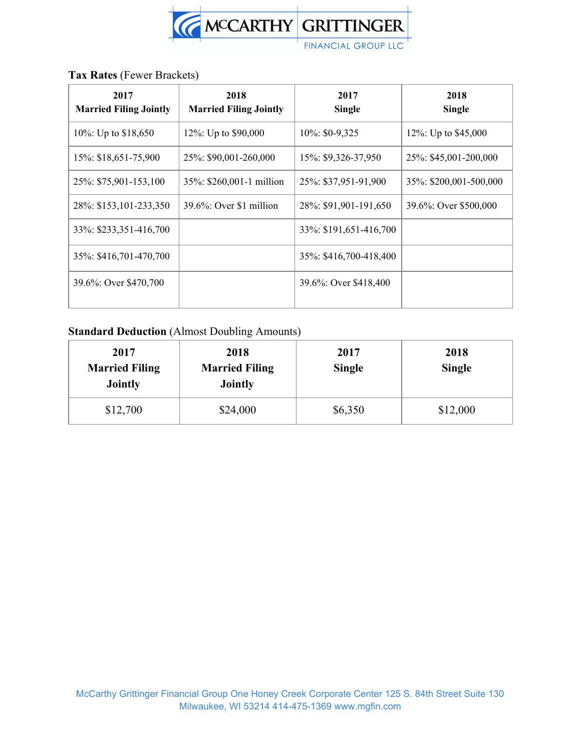**Tax Rates** (Fewer Brackets)

| 2017 Married Filing Jointly | 2018 Married Filing Jointly | 2017 Single | 2018 Single |
|---|---|---|---|
| 10%: Up to $18,650 | 12%: Up to $90,000 | 10%: $0-9,325 | 12%: Up to $45,000 |
| 15%: $18,651-75,900 | 25%: $90,001-260,000 | 15%: $9,326-37,950 | 25%: $45,001-200,000 |
| 25%: $75,901-153,100 | 35%: $260,001-1 million | 25%: $37,951-91,900 | 35%: $200,001-500,000 |
| 28%: $153,101-233,350 | 39.6%: Over $1 million | 28%: $91,901-191,650 | 39.6%: Over $500,000 |
| 33%: $233,351-416,700 | | 33%: $191,651-416,700 | |
| 35%: $416,701-470,700 | | 35%: $416,700-418,400 | |
| 39.6%: Over $470,700 | | 39.6%: Over $418,400 | |

**Standard Deduction** (Almost Doubling Amounts)

| 2017 Married Filing Jointly | 2018 Married Filing Jointly | 2017 Single | 2018 Single |
|---|---|---|---|
| $12,700 | $24,000 | $6,350 | $12,000 |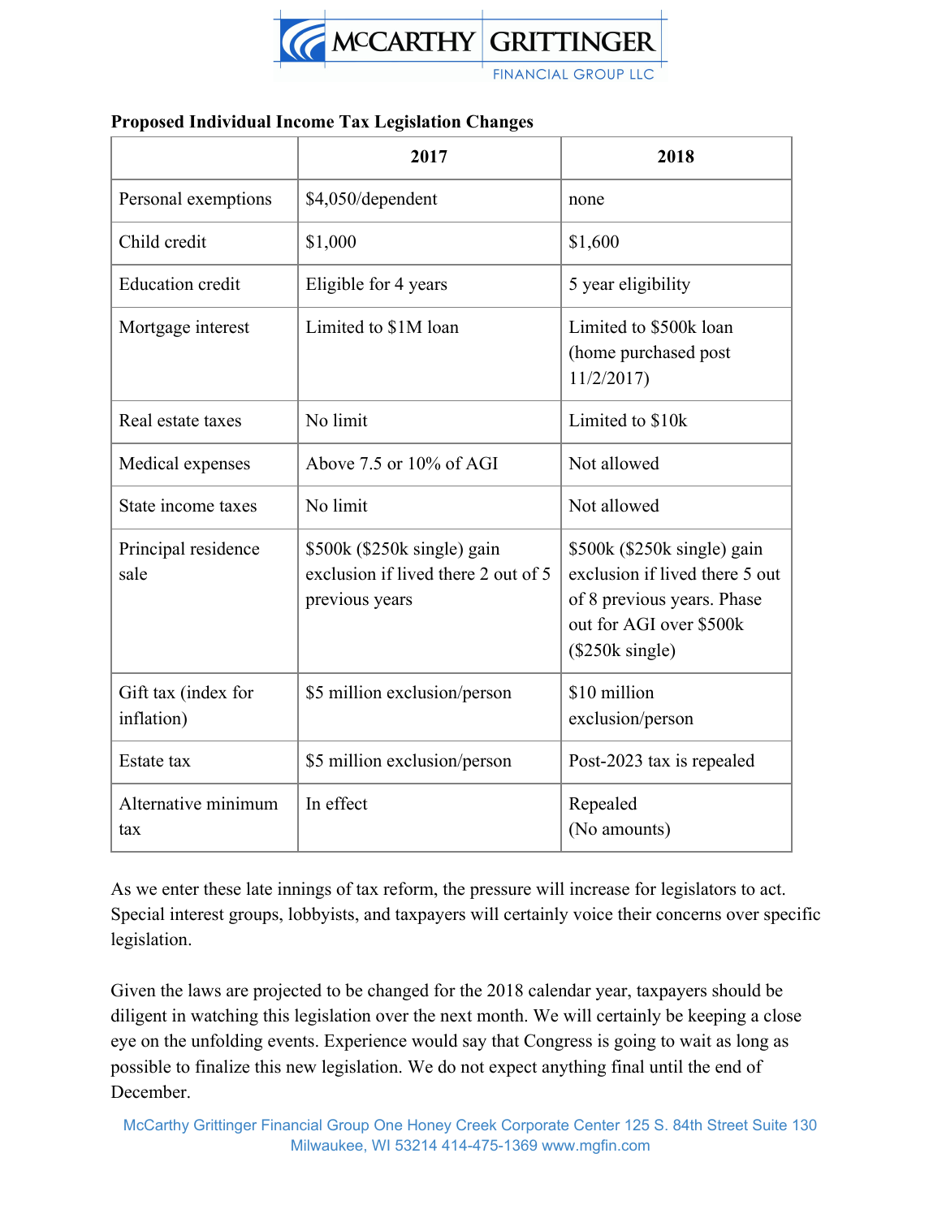**Proposed Individual Income Tax Legislation Changes**

| | 2017 | 2018 |
|---|---|---|
| Personal exemptions | $4,050/dependent | none |
| Child credit | $1,000 | $1,600 |
| Education credit | Eligible for 4 years | 5 year eligibility |
| Mortgage interest | Limited to $1M loan | Limited to $500k loan (home purchased post 11/2/2017) |
| Real estate taxes | No limit | Limited to $10k |
| Medical expenses | Above 7.5 or 10% of AGI | Not allowed |
| State income taxes | No limit | Not allowed |
| Principal residence sale | $500k ($250k single) gain exclusion if lived there 2 out of 5 previous years | $500k ($250k single) gain exclusion if lived there 5 out of 8 previous years. Phase out for AGI over $500k ($250k single) |
| Gift tax (index for inflation) | $5 million exclusion/person | $10 million exclusion/person |
| Estate tax | $5 million exclusion/person | Post-2023 tax is repealed |
| Alternative minimum tax | In effect | Repealed (No amounts) |

As we enter these late innings of tax reform, the pressure will increase for legislators to act. Special interest groups, lobbyists, and taxpayers will certainly voice their concerns over specific legislation.

Given the laws are projected to be changed for the 2018 calendar year, taxpayers should be diligent in watching this legislation over the next month. We will certainly be keeping a close eye on the unfolding events. Experience would say that Congress is going to wait as long as possible to finalize this new legislation. We do not expect anything final until the end of December.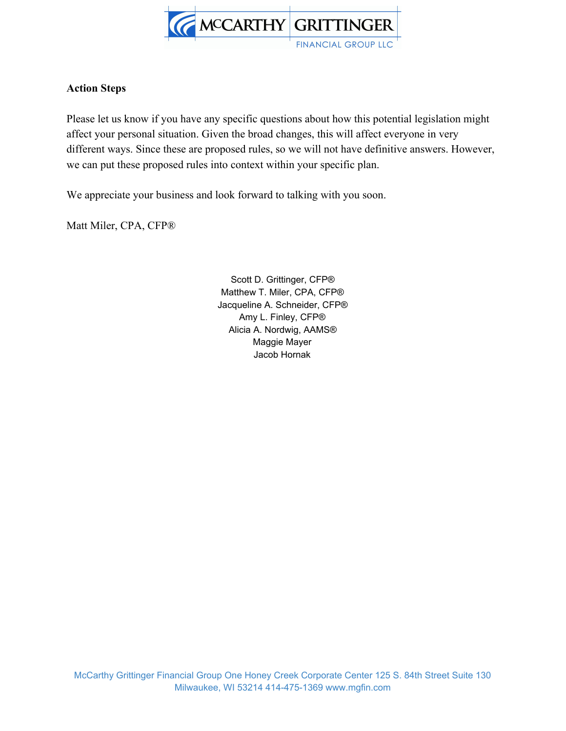**Action Steps**

Please let us know if you have any specific questions about how this potential legislation might affect your personal situation. Given the broad changes, this will affect everyone in very different ways. Since these are proposed rules, so we will not have definitive answers. However, we can put these proposed rules into context within your specific plan.

We appreciate your business and look forward to talking with you soon.

Matt Miler, CPA, CFP®

Scott D. Grittinger, CFP®
Matthew T. Miler, CPA, CFP®
Jacqueline A. Schneider, CFP®
Amy L. Finley, CFP®
Alicia A. Nordwig, AAMS®
Maggie Mayer
Jacob Hornak